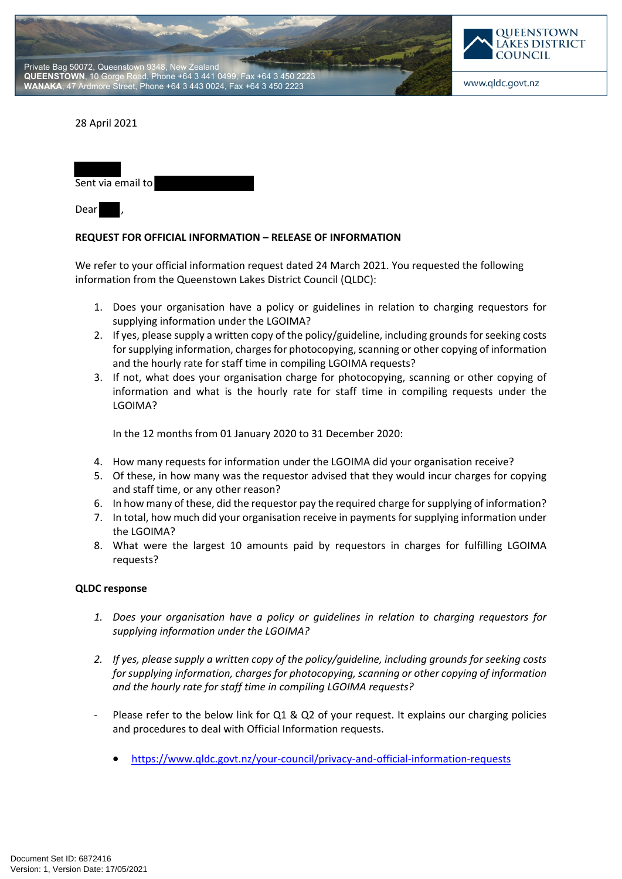Private Bag 50072, Queenstown 9348, New Zealand
**QUEENSTOWN**, 10 Gorge Road, Phone +64 3 441 0499, Fax +64 3 450 2223
**WANAKA**, 47 Ardmore Street, Phone +64 3 443 0024, Fax +64 3 450 2223

QUEENSTOWN LAKES DISTRICT COUNCIL

www.qldc.govt.nz

28 April 2021

Sent via email to

Dear ,

**REQUEST FOR OFFICIAL INFORMATION – RELEASE OF INFORMATION**

We refer to your official information request dated 24 March 2021. You requested the following information from the Queenstown Lakes District Council (QLDC):

1. Does your organisation have a policy or guidelines in relation to charging requestors for supplying information under the LGOIMA?
2. If yes, please supply a written copy of the policy/guideline, including grounds for seeking costs for supplying information, charges for photocopying, scanning or other copying of information and the hourly rate for staff time in compiling LGOIMA requests?
3. If not, what does your organisation charge for photocopying, scanning or other copying of information and what is the hourly rate for staff time in compiling requests under the LGOIMA?

   In the 12 months from 01 January 2020 to 31 December 2020:

4. How many requests for information under the LGOIMA did your organisation receive?
5. Of these, in how many was the requestor advised that they would incur charges for copying and staff time, or any other reason?
6. In how many of these, did the requestor pay the required charge for supplying of information?
7. In total, how much did your organisation receive in payments for supplying information under the LGOIMA?
8. What were the largest 10 amounts paid by requestors in charges for fulfilling LGOIMA requests?

**QLDC response**

1. *Does your organisation have a policy or guidelines in relation to charging requestors for supplying information under the LGOIMA?*

2. *If yes, please supply a written copy of the policy/guideline, including grounds for seeking costs for supplying information, charges for photocopying, scanning or other copying of information and the hourly rate for staff time in compiling LGOIMA requests?*

- Please refer to the below link for Q1 & Q2 of your request. It explains our charging policies and procedures to deal with Official Information requests.

  - https://www.qldc.govt.nz/your-council/privacy-and-official-information-requests

Document Set ID: 6872416
Version: 1, Version Date: 17/05/2021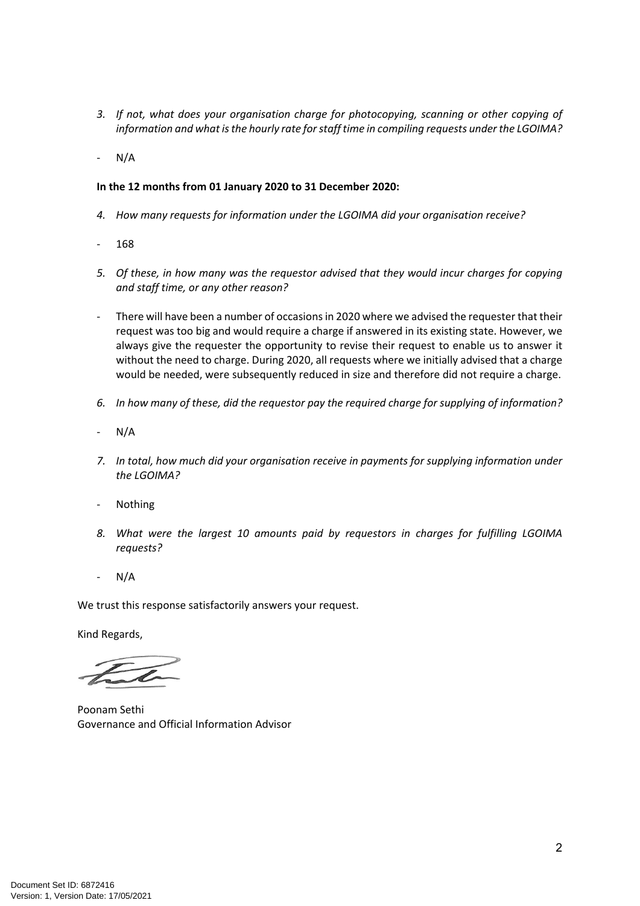3. *If not, what does your organisation charge for photocopying, scanning or other copying of information and what is the hourly rate for staff time in compiling requests under the LGOIMA?*

- N/A

**In the 12 months from 01 January 2020 to 31 December 2020:**

4. *How many requests for information under the LGOIMA did your organisation receive?*

- 168

5. *Of these, in how many was the requestor advised that they would incur charges for copying and staff time, or any other reason?*

- There will have been a number of occasions in 2020 where we advised the requester that their request was too big and would require a charge if answered in its existing state. However, we always give the requester the opportunity to revise their request to enable us to answer it without the need to charge. During 2020, all requests where we initially advised that a charge would be needed, were subsequently reduced in size and therefore did not require a charge.

6. *In how many of these, did the requestor pay the required charge for supplying of information?*

- N/A

7. *In total, how much did your organisation receive in payments for supplying information under the LGOIMA?*

- Nothing

8. *What were the largest 10 amounts paid by requestors in charges for fulfilling LGOIMA requests?*

- N/A

We trust this response satisfactorily answers your request.

Kind Regards,

Poonam Sethi
Governance and Official Information Advisor

Document Set ID: 6872416
Version: 1, Version Date: 17/05/2021